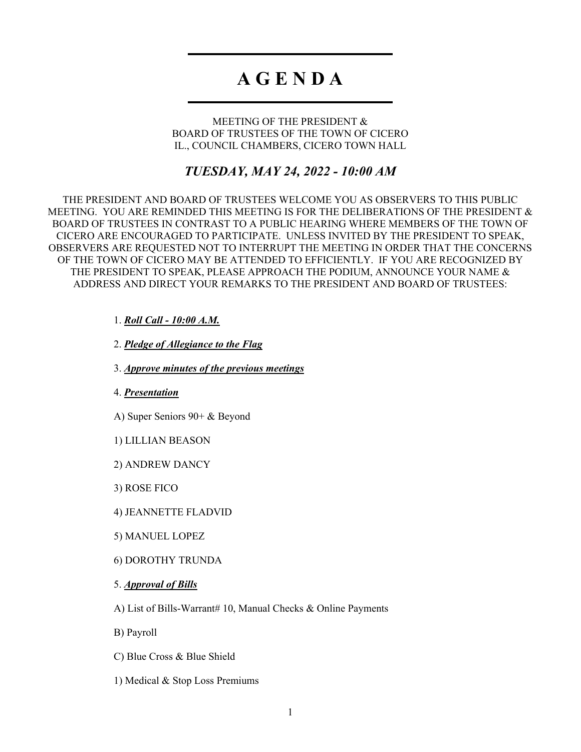# A G E N D A

MEETING OF THE PRESIDENT &
BOARD OF TRUSTEES OF THE TOWN OF CICERO
IL., COUNCIL CHAMBERS, CICERO TOWN HALL

## *TUESDAY, MAY 24, 2022 - 10:00 AM*

THE PRESIDENT AND BOARD OF TRUSTEES WELCOME YOU AS OBSERVERS TO THIS PUBLIC MEETING. YOU ARE REMINDED THIS MEETING IS FOR THE DELIBERATIONS OF THE PRESIDENT & BOARD OF TRUSTEES IN CONTRAST TO A PUBLIC HEARING WHERE MEMBERS OF THE TOWN OF CICERO ARE ENCOURAGED TO PARTICIPATE. UNLESS INVITED BY THE PRESIDENT TO SPEAK, OBSERVERS ARE REQUESTED NOT TO INTERRUPT THE MEETING IN ORDER THAT THE CONCERNS OF THE TOWN OF CICERO MAY BE ATTENDED TO EFFICIENTLY. IF YOU ARE RECOGNIZED BY THE PRESIDENT TO SPEAK, PLEASE APPROACH THE PODIUM, ANNOUNCE YOUR NAME & ADDRESS AND DIRECT YOUR REMARKS TO THE PRESIDENT AND BOARD OF TRUSTEES:

1. ***Roll Call - 10:00 A.M.***

2. ***Pledge of Allegiance to the Flag***

3. ***Approve minutes of the previous meetings***

4. ***Presentation***

A) Super Seniors 90+ & Beyond

1) LILLIAN BEASON

2) ANDREW DANCY

3) ROSE FICO

4) JEANNETTE FLADVID

5) MANUEL LOPEZ

6) DOROTHY TRUNDA

5. ***Approval of Bills***

A) List of Bills-Warrant# 10, Manual Checks & Online Payments

B) Payroll

C) Blue Cross & Blue Shield

1) Medical & Stop Loss Premiums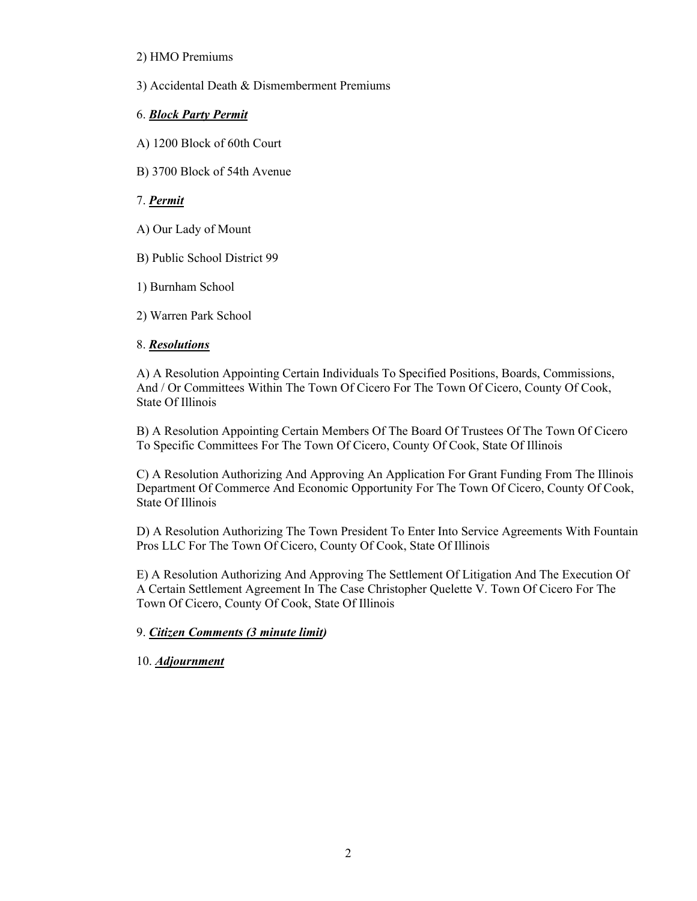2) HMO Premiums

3) Accidental Death & Dismemberment Premiums

6. ***Block Party Permit***

A) 1200 Block of 60th Court

B) 3700 Block of 54th Avenue

7. ***Permit***

A) Our Lady of Mount

B) Public School District 99

1) Burnham School

2) Warren Park School

8. ***Resolutions***

A) A Resolution Appointing Certain Individuals To Specified Positions, Boards, Commissions, And / Or Committees Within The Town Of Cicero For The Town Of Cicero, County Of Cook, State Of Illinois

B) A Resolution Appointing Certain Members Of The Board Of Trustees Of The Town Of Cicero To Specific Committees For The Town Of Cicero, County Of Cook, State Of Illinois

C) A Resolution Authorizing And Approving An Application For Grant Funding From The Illinois Department Of Commerce And Economic Opportunity For The Town Of Cicero, County Of Cook, State Of Illinois

D) A Resolution Authorizing The Town President To Enter Into Service Agreements With Fountain Pros LLC For The Town Of Cicero, County Of Cook, State Of Illinois

E) A Resolution Authorizing And Approving The Settlement Of Litigation And The Execution Of A Certain Settlement Agreement In The Case Christopher Quelette V. Town Of Cicero For The Town Of Cicero, County Of Cook, State Of Illinois

9. ***Citizen Comments (3 minute limit)***

10. ***Adjournment***